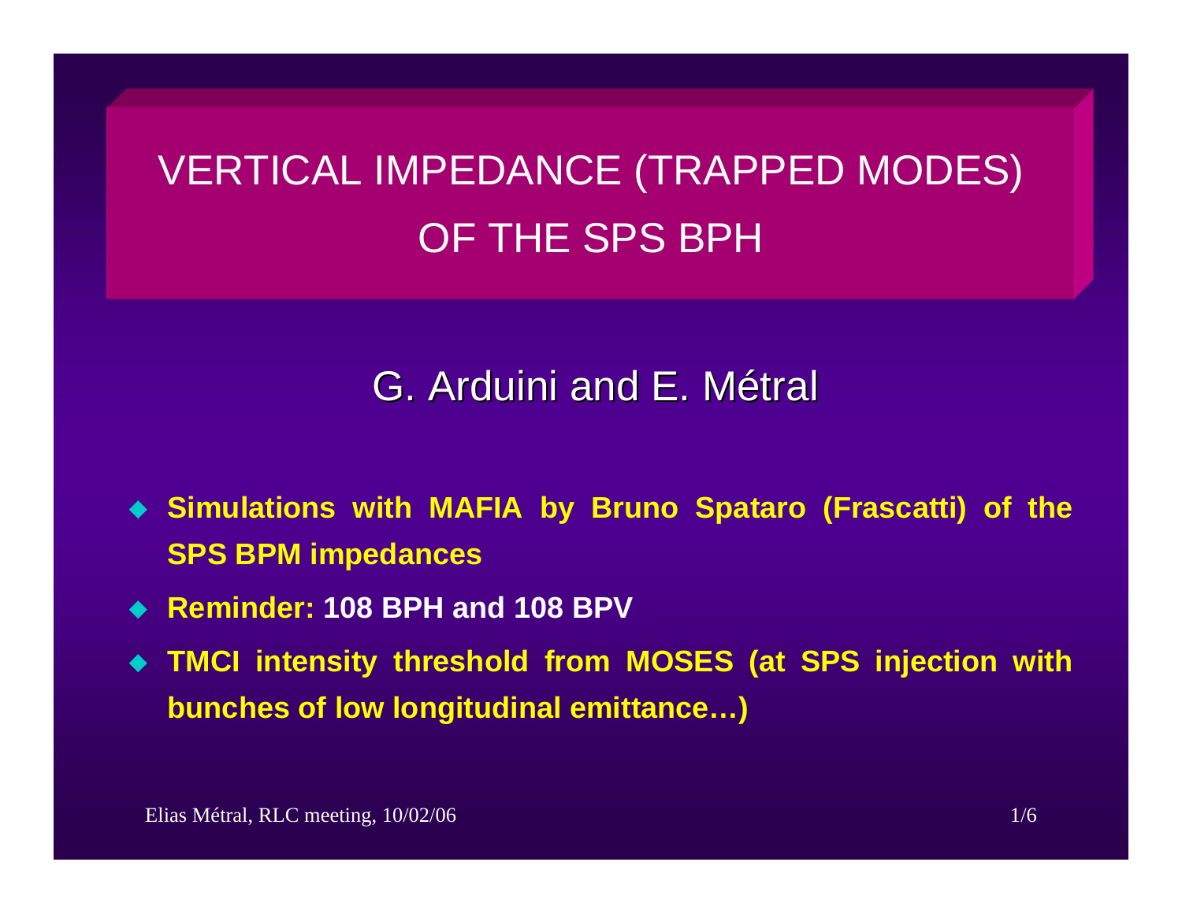# VERTICAL IMPEDANCE (TRAPPED MODES) OF THE SPS BPH

G. Arduini and E. Métral

- **Simulations with MAFIA by Bruno Spataro (Frascatti) of the SPS BPM impedances**
- **Reminder: 108 BPH and 108 BPV**
- **TMCI intensity threshold from MOSES (at SPS injection with bunches of low longitudinal emittance…)**

Elias Métral, RLC meeting, 10/02/06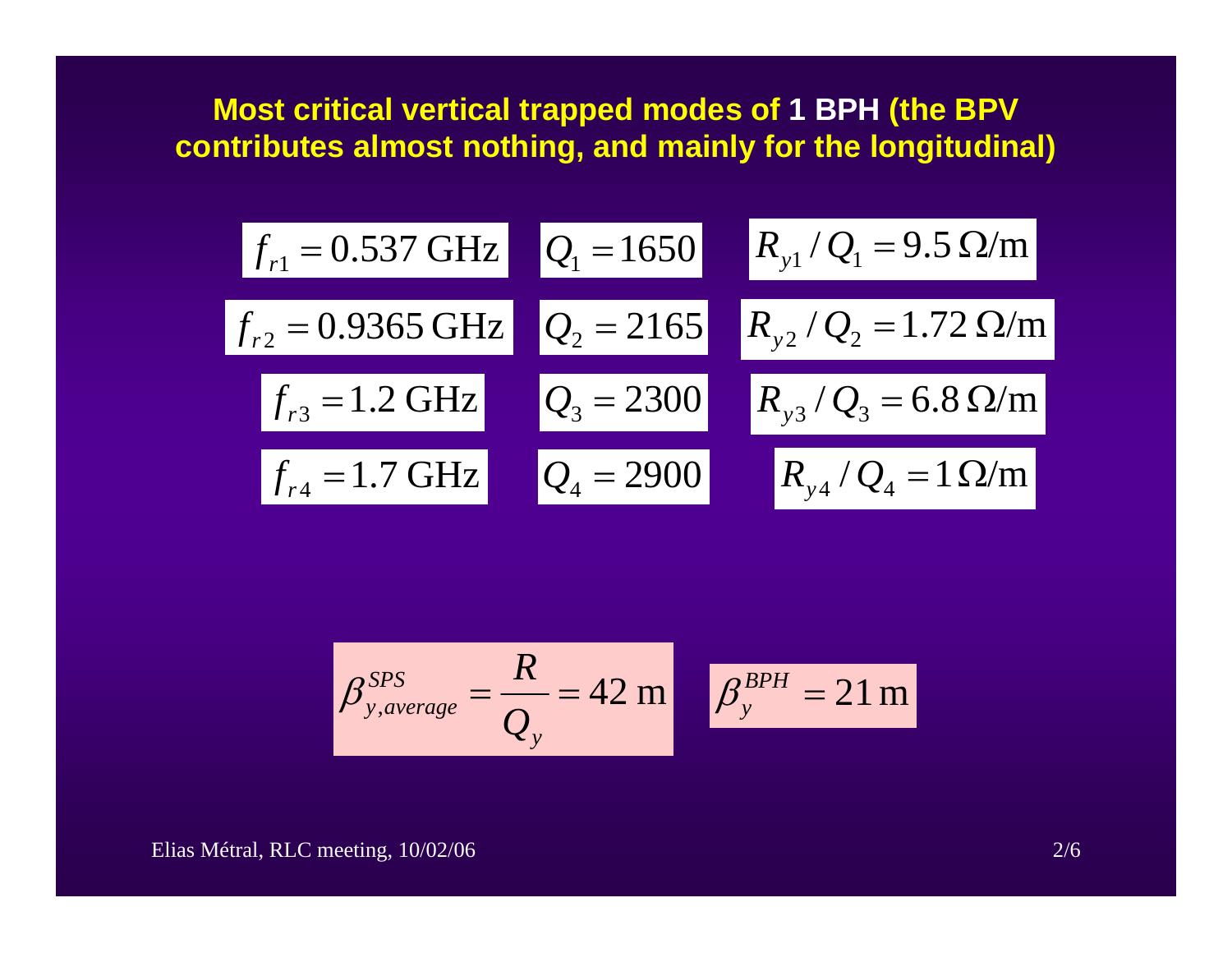## Most critical vertical trapped modes of 1 BPH (the BPV contributes almost nothing, and mainly for the longitudinal)

$f_{r1} = 0.537\ \text{GHz}$ $Q_1 = 1650$ $R_{y1} / Q_1 = 9.5\ \Omega\text{/m}$

$f_{r2} = 0.9365\ \text{GHz}$ $Q_2 = 2165$ $R_{y2} / Q_2 = 1.72\ \Omega\text{/m}$

$f_{r3} = 1.2\ \text{GHz}$ $Q_3 = 2300$ $R_{y3} / Q_3 = 6.8\ \Omega\text{/m}$

$f_{r4} = 1.7\ \text{GHz}$ $Q_4 = 2900$ $R_{y4} / Q_4 = 1\ \Omega\text{/m}$

$$\beta_{y,average}^{SPS} = \frac{R}{Q_y} = 42\ \text{m} \qquad \beta_y^{BPH} = 21\ \text{m}$$

Elias Métral, RLC meeting, 10/02/06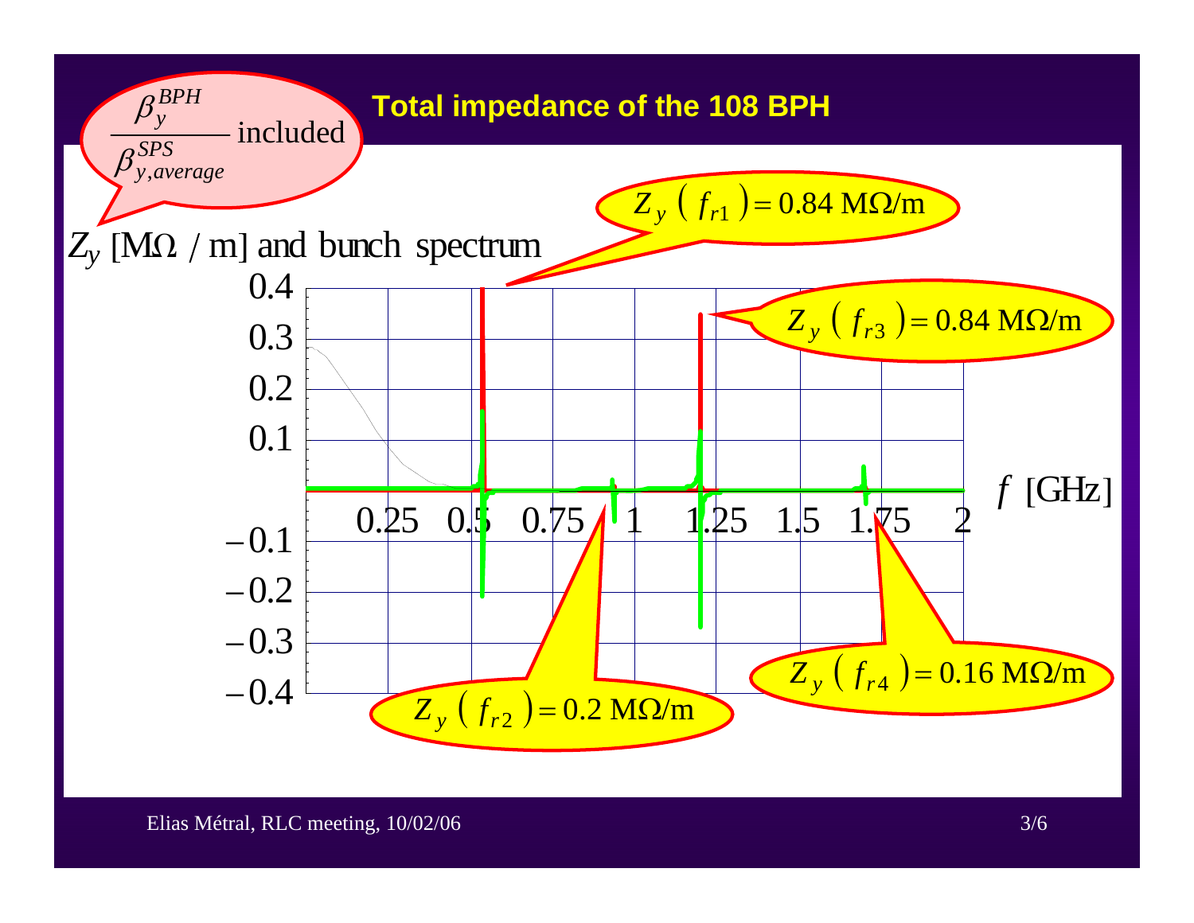## Total impedance of the 108 BPH

$\dfrac{\beta_y^{BPH}}{\beta_{y,average}^{SPS}}$ included

$Z_y$ [MΩ / m] and bunch spectrum

$Z_y\left(f_{r1}\right) = 0.84$ MΩ/m

$Z_y\left(f_{r2}\right) = 0.2$ MΩ/m

$Z_y\left(f_{r3}\right) = 0.84$ MΩ/m

$Z_y\left(f_{r4}\right) = 0.16$ MΩ/m

$f$ [GHz]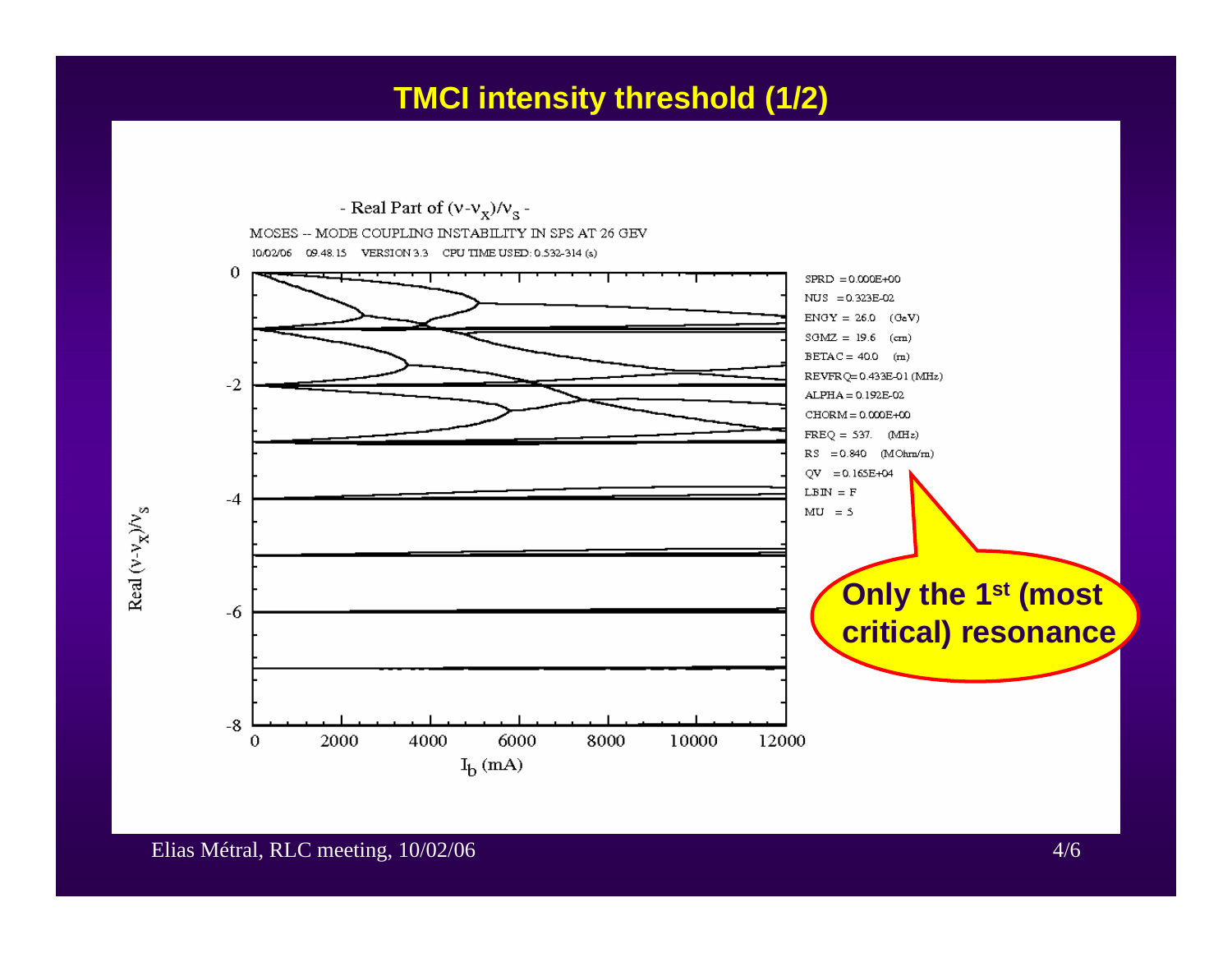## TMCI intensity threshold (1/2)

- Real Part of $(\nu-\nu_x)/\nu_s$ -

MOSES -- MODE COUPLING INSTABILITY IN SPS AT 26 GEV

10/02/06 09.48.15 VERSION 3.3 CPU TIME USED: 0.532-314 (s)

Real $(\nu-\nu_x)/\nu_s$

$I_b$ (mA)

SPRD = 0.000E+00
NUS = 0.323E-02
ENGY = 26.0 (GeV)
SGMZ = 19.6 (cm)
BETAC = 40.0 (m)
REVFRQ = 0.433E-01 (MHz)
ALPHA = 0.192E-02
CHORM = 0.000E+00
FREQ = 537. (MHz)
RS = 0.840 (MOhm/m)
QV = 0.165E+04
LBIN = F
MU = 5

**Only the 1st (most critical) resonance**

Elias Métral, RLC meeting, 10/02/06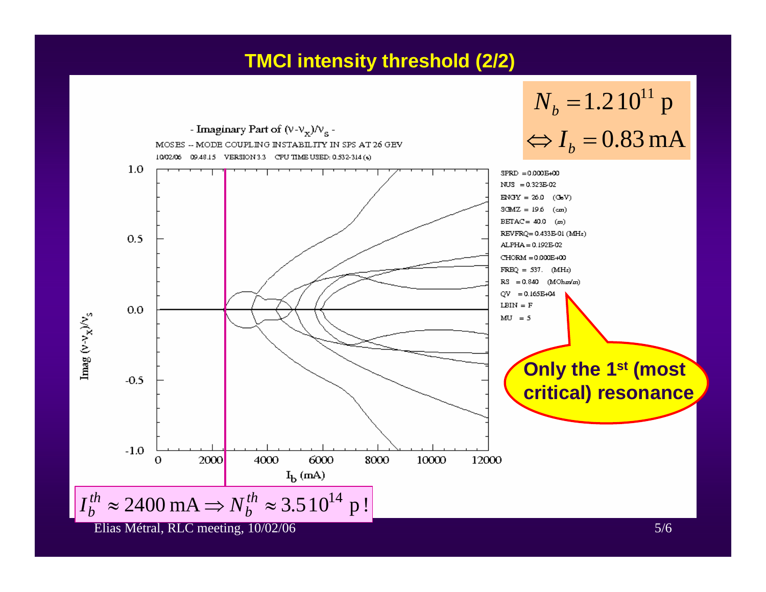## TMCI intensity threshold (2/2)

$$N_b = 1.2\,10^{11}\ \text{p}$$
$$\Leftrightarrow I_b = 0.83\,\text{mA}$$

- Imaginary Part of $(\nu-\nu_x)/\nu_s$ -

MOSES -- MODE COUPLING INSTABILITY IN SPS AT 26 GEV

10/02/06 09.48.15 VERSION 3.3 CPU TIME USED: 0.532-314 (s)

SPRD = 0.000E+00
NUS = 0.323E-02
ENGY = 26.0 (GeV)
SGMZ = 19.6 (cm)
BETAC = 40.0 (m)
REVFRQ = 0.433E-01 (MHz)
ALPHA = 0.192E-02
CHORM = 0.000E+00
FREQ = 537. (MHz)
RS = 0.840 (MOhm/m)
QV = 0.165E+04
LBIN = F
MU = 5

**Only the 1st (most critical) resonance**

$$I_b^{th} \approx 2400\,\text{mA} \Rightarrow N_b^{th} \approx 3.5\,10^{14}\ \text{p}\,!$$

Elias Métral, RLC meeting, 10/02/06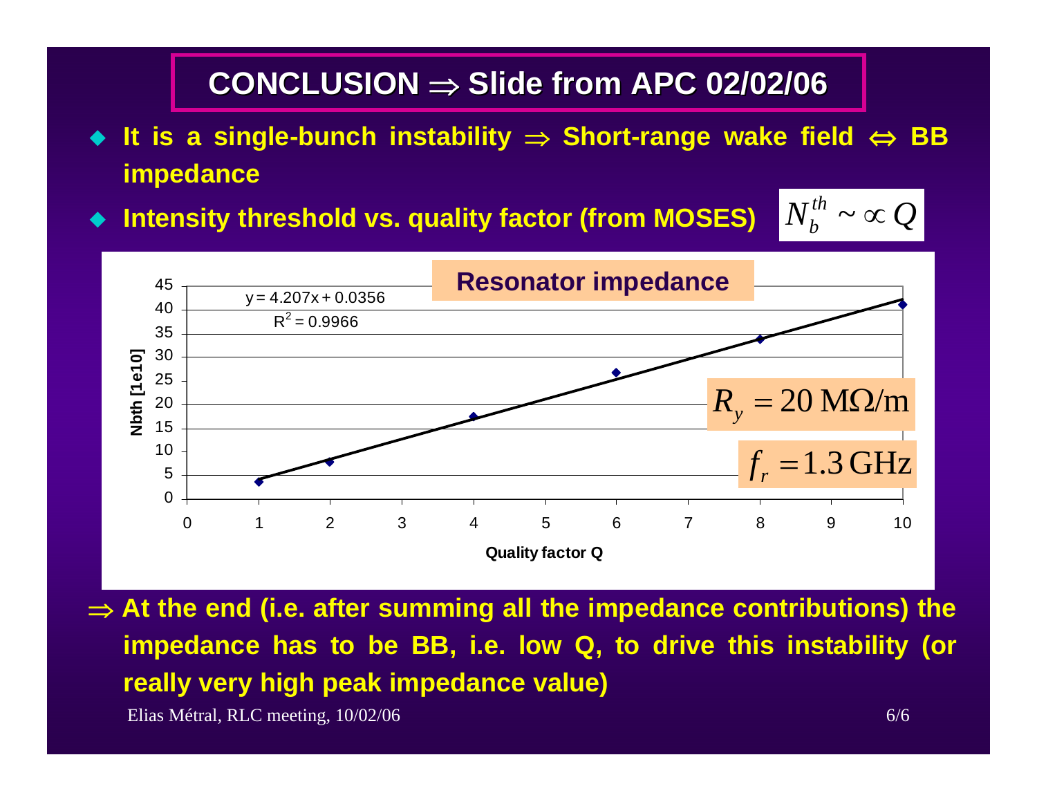# CONCLUSION ⇒ Slide from APC 02/02/06

- **It is a single-bunch instability ⇒ Short-range wake field ⇔ BB impedance**
- **Intensity threshold vs. quality factor (from MOSES)** $N_b^{th} \sim \propto Q$

Resonator impedance

y = 4.207x + 0.0356

$R^2 = 0.9966$

$R_y = 20 \text{ M}\Omega/\text{m}$

$f_r = 1.3 \text{ GHz}$

Nbth [1e10]

0
5
10
15
20
25
30
35
40
45

0
1
2
3
4
5
6
7
8
9
10

Quality factor Q

⇒ **At the end (i.e. after summing all the impedance contributions) the impedance has to be BB, i.e. low Q, to drive this instability (or really very high peak impedance value)**